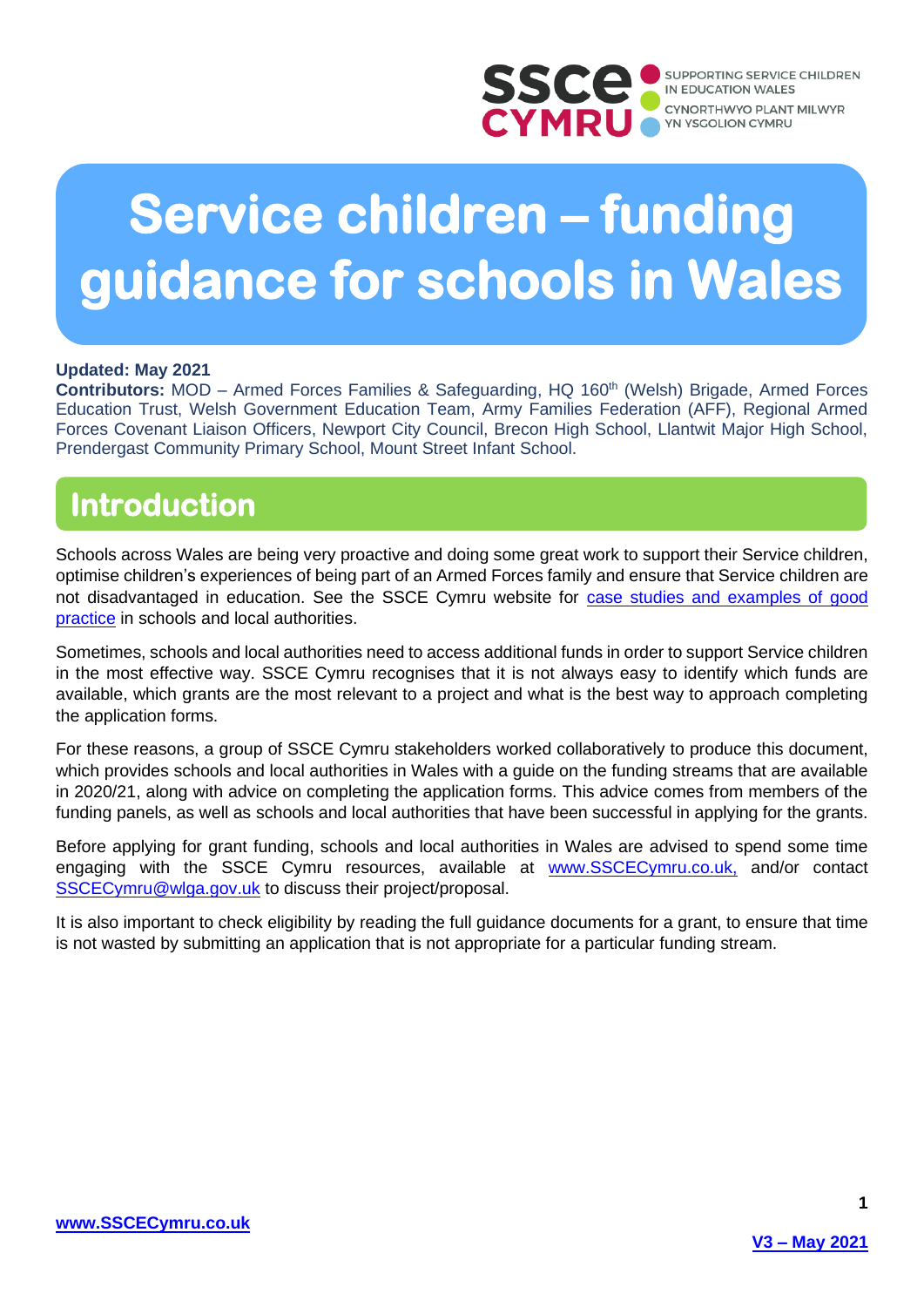SSCE CYMRU — SUPPORTING SERVICE CHILDREN IN EDUCATION WALES / CYNORTHWYO PLANT MILWYR YN YSGOLION CYMRU

# Service children – funding guidance for schools in Wales

**Updated: May 2021**
**Contributors:** MOD – Armed Forces Families & Safeguarding, HQ 160th (Welsh) Brigade, Armed Forces Education Trust, Welsh Government Education Team, Army Families Federation (AFF), Regional Armed Forces Covenant Liaison Officers, Newport City Council, Brecon High School, Llantwit Major High School, Prendergast Community Primary School, Mount Street Infant School.

## Introduction

Schools across Wales are being very proactive and doing some great work to support their Service children, optimise children's experiences of being part of an Armed Forces family and ensure that Service children are not disadvantaged in education. See the SSCE Cymru website for case studies and examples of good practice in schools and local authorities.

Sometimes, schools and local authorities need to access additional funds in order to support Service children in the most effective way. SSCE Cymru recognises that it is not always easy to identify which funds are available, which grants are the most relevant to a project and what is the best way to approach completing the application forms.

For these reasons, a group of SSCE Cymru stakeholders worked collaboratively to produce this document, which provides schools and local authorities in Wales with a guide on the funding streams that are available in 2020/21, along with advice on completing the application forms. This advice comes from members of the funding panels, as well as schools and local authorities that have been successful in applying for the grants.

Before applying for grant funding, schools and local authorities in Wales are advised to spend some time engaging with the SSCE Cymru resources, available at www.SSCECymru.co.uk, and/or contact SSCECymru@wlga.gov.uk to discuss their project/proposal.

It is also important to check eligibility by reading the full guidance documents for a grant, to ensure that time is not wasted by submitting an application that is not appropriate for a particular funding stream.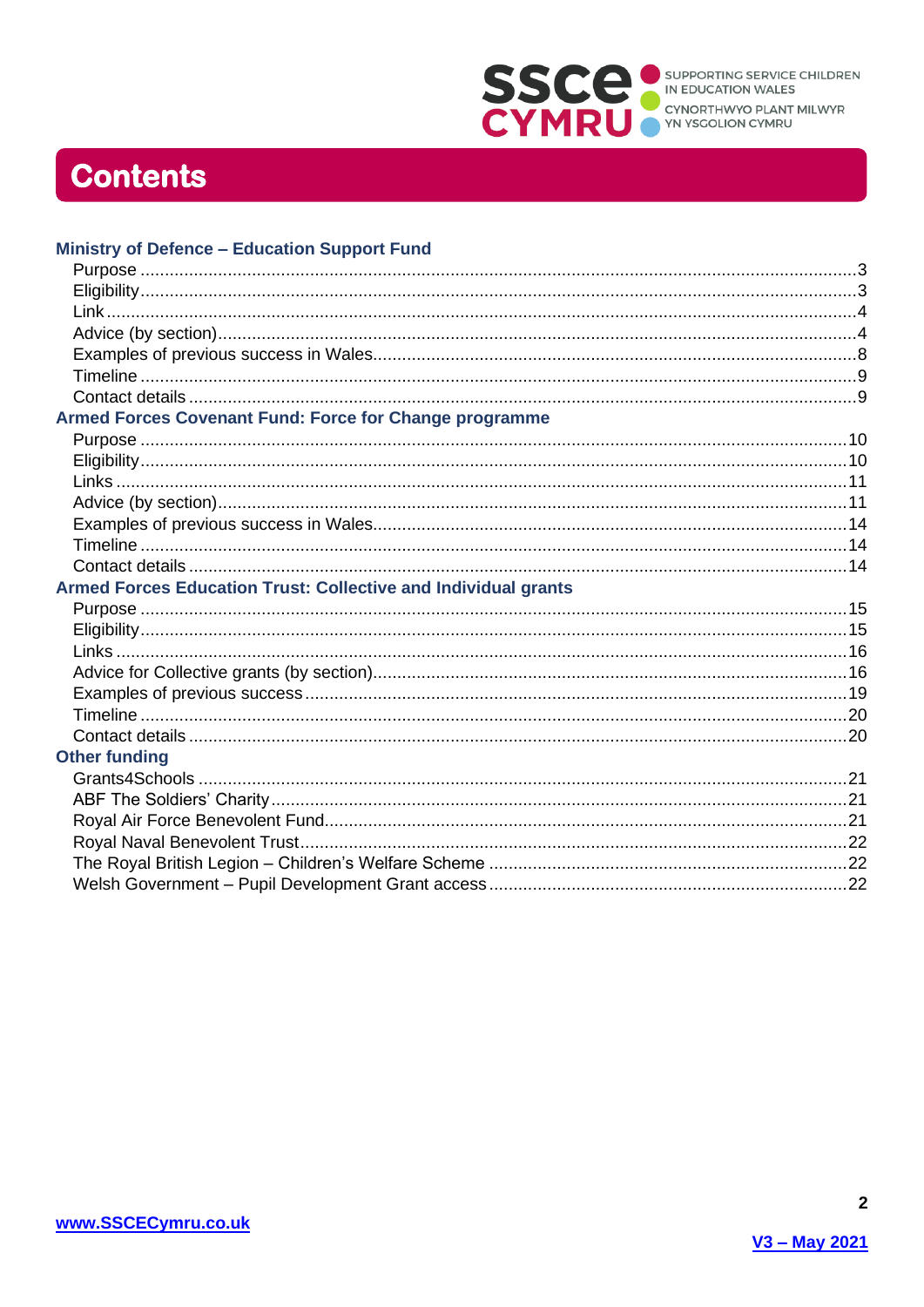# Contents

**Ministry of Defence – Education Support Fund**

- Purpose ... 3
- Eligibility ... 3
- Link ... 4
- Advice (by section) ... 4
- Examples of previous success in Wales ... 8
- Timeline ... 9
- Contact details ... 9

**Armed Forces Covenant Fund: Force for Change programme**

- Purpose ... 10
- Eligibility ... 10
- Links ... 11
- Advice (by section) ... 11
- Examples of previous success in Wales ... 14
- Timeline ... 14
- Contact details ... 14

**Armed Forces Education Trust: Collective and Individual grants**

- Purpose ... 15
- Eligibility ... 15
- Links ... 16
- Advice for Collective grants (by section) ... 16
- Examples of previous success ... 19
- Timeline ... 20
- Contact details ... 20

**Other funding**

- Grants4Schools ... 21
- ABF The Soldiers' Charity ... 21
- Royal Air Force Benevolent Fund ... 21
- Royal Naval Benevolent Trust ... 22
- The Royal British Legion – Children's Welfare Scheme ... 22
- Welsh Government – Pupil Development Grant access ... 22

www.SSCECymru.co.uk

V3 – May 2021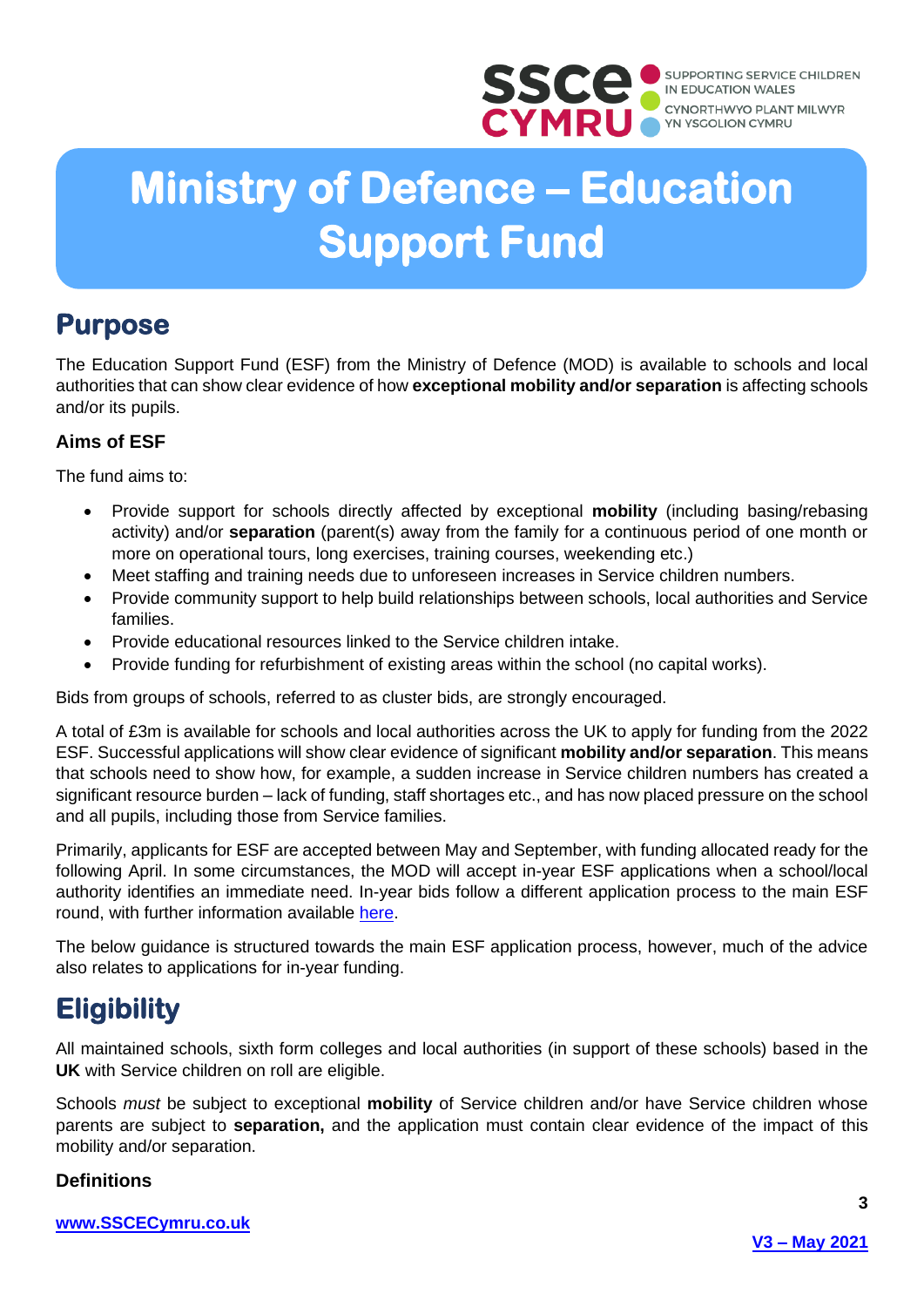# Ministry of Defence – Education Support Fund

## Purpose

The Education Support Fund (ESF) from the Ministry of Defence (MOD) is available to schools and local authorities that can show clear evidence of how **exceptional mobility and/or separation** is affecting schools and/or its pupils.

### Aims of ESF

The fund aims to:

- Provide support for schools directly affected by exceptional **mobility** (including basing/rebasing activity) and/or **separation** (parent(s) away from the family for a continuous period of one month or more on operational tours, long exercises, training courses, weekending etc.)
- Meet staffing and training needs due to unforeseen increases in Service children numbers.
- Provide community support to help build relationships between schools, local authorities and Service families.
- Provide educational resources linked to the Service children intake.
- Provide funding for refurbishment of existing areas within the school (no capital works).

Bids from groups of schools, referred to as cluster bids, are strongly encouraged.

A total of £3m is available for schools and local authorities across the UK to apply for funding from the 2022 ESF. Successful applications will show clear evidence of significant **mobility and/or separation**. This means that schools need to show how, for example, a sudden increase in Service children numbers has created a significant resource burden – lack of funding, staff shortages etc., and has now placed pressure on the school and all pupils, including those from Service families.

Primarily, applicants for ESF are accepted between May and September, with funding allocated ready for the following April. In some circumstances, the MOD will accept in-year ESF applications when a school/local authority identifies an immediate need. In-year bids follow a different application process to the main ESF round, with further information available here.

The below guidance is structured towards the main ESF application process, however, much of the advice also relates to applications for in-year funding.

## Eligibility

All maintained schools, sixth form colleges and local authorities (in support of these schools) based in the **UK** with Service children on roll are eligible.

Schools *must* be subject to exceptional **mobility** of Service children and/or have Service children whose parents are subject to **separation,** and the application must contain clear evidence of the impact of this mobility and/or separation.

### Definitions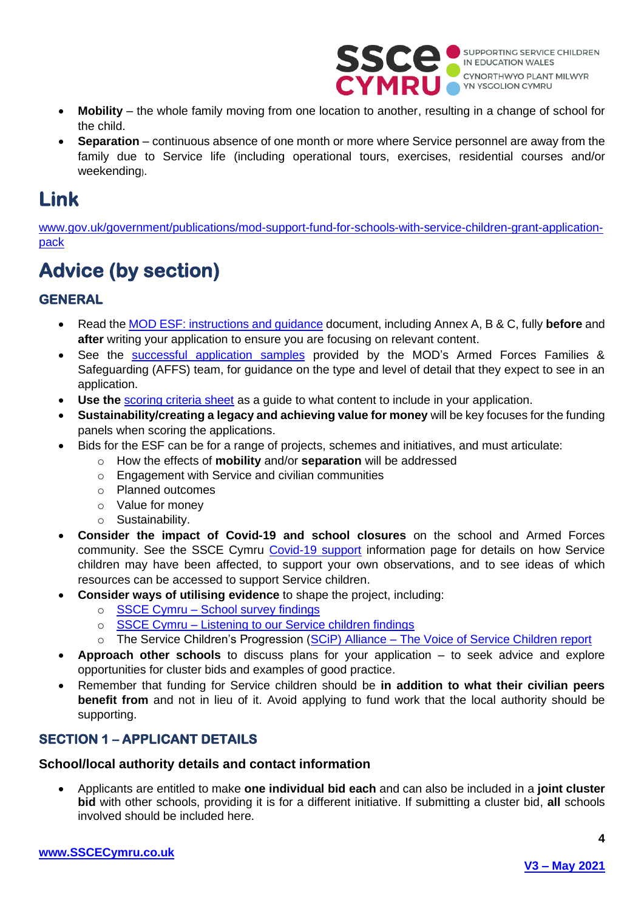- **Mobility** – the whole family moving from one location to another, resulting in a change of school for the child.
- **Separation** – continuous absence of one month or more where Service personnel are away from the family due to Service life (including operational tours, exercises, residential courses and/or weekending).

# Link

[www.gov.uk/government/publications/mod-support-fund-for-schools-with-service-children-grant-application-pack](www.gov.uk/government/publications/mod-support-fund-for-schools-with-service-children-grant-application-pack)

# Advice (by section)

## GENERAL

- Read the MOD ESF: instructions and guidance document, including Annex A, B & C, fully **before** and **after** writing your application to ensure you are focusing on relevant content.
- See the successful application samples provided by the MOD's Armed Forces Families & Safeguarding (AFFS) team, for guidance on the type and level of detail that they expect to see in an application.
- **Use the** scoring criteria sheet as a guide to what content to include in your application.
- **Sustainability/creating a legacy and achieving value for money** will be key focuses for the funding panels when scoring the applications.
- Bids for the ESF can be for a range of projects, schemes and initiatives, and must articulate:
    - How the effects of **mobility** and/or **separation** will be addressed
    - Engagement with Service and civilian communities
    - Planned outcomes
    - Value for money
    - Sustainability.
- **Consider the impact of Covid-19 and school closures** on the school and Armed Forces community. See the SSCE Cymru Covid-19 support information page for details on how Service children may have been affected, to support your own observations, and to see ideas of which resources can be accessed to support Service children.
- **Consider ways of utilising evidence** to shape the project, including:
    - SSCE Cymru – School survey findings
    - SSCE Cymru – Listening to our Service children findings
    - The Service Children's Progression (SCiP) Alliance – The Voice of Service Children report
- **Approach other schools** to discuss plans for your application – to seek advice and explore opportunities for cluster bids and examples of good practice.
- Remember that funding for Service children should be **in addition to what their civilian peers benefit from** and not in lieu of it. Avoid applying to fund work that the local authority should be supporting.

## SECTION 1 – APPLICANT DETAILS

### School/local authority details and contact information

- Applicants are entitled to make **one individual bid each** and can also be included in a **joint cluster bid** with other schools, providing it is for a different initiative. If submitting a cluster bid, **all** schools involved should be included here.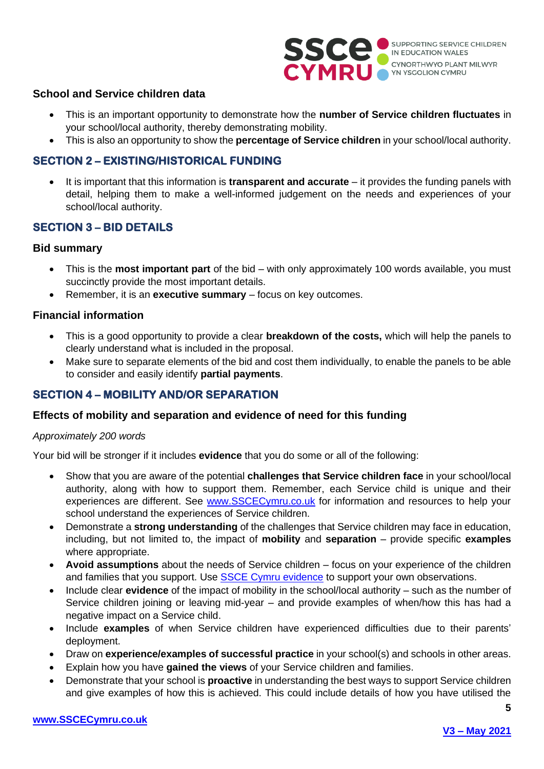### School and Service children data

- This is an important opportunity to demonstrate how the **number of Service children fluctuates** in your school/local authority, thereby demonstrating mobility.
- This is also an opportunity to show the **percentage of Service children** in your school/local authority.

## SECTION 2 – EXISTING/HISTORICAL FUNDING

- It is important that this information is **transparent and accurate** – it provides the funding panels with detail, helping them to make a well-informed judgement on the needs and experiences of your school/local authority.

## SECTION 3 – BID DETAILS

### Bid summary

- This is the **most important part** of the bid – with only approximately 100 words available, you must succinctly provide the most important details.
- Remember, it is an **executive summary** – focus on key outcomes.

### Financial information

- This is a good opportunity to provide a clear **breakdown of the costs,** which will help the panels to clearly understand what is included in the proposal.
- Make sure to separate elements of the bid and cost them individually, to enable the panels to be able to consider and easily identify **partial payments**.

## SECTION 4 – MOBILITY AND/OR SEPARATION

### Effects of mobility and separation and evidence of need for this funding

*Approximately 200 words*

Your bid will be stronger if it includes **evidence** that you do some or all of the following:

- Show that you are aware of the potential **challenges that Service children face** in your school/local authority, along with how to support them. Remember, each Service child is unique and their experiences are different. See www.SSCECymru.co.uk for information and resources to help your school understand the experiences of Service children.
- Demonstrate a **strong understanding** of the challenges that Service children may face in education, including, but not limited to, the impact of **mobility** and **separation** – provide specific **examples** where appropriate.
- **Avoid assumptions** about the needs of Service children – focus on your experience of the children and families that you support. Use SSCE Cymru evidence to support your own observations.
- Include clear **evidence** of the impact of mobility in the school/local authority – such as the number of Service children joining or leaving mid-year – and provide examples of when/how this has had a negative impact on a Service child.
- Include **examples** of when Service children have experienced difficulties due to their parents' deployment.
- Draw on **experience/examples of successful practice** in your school(s) and schools in other areas.
- Explain how you have **gained the views** of your Service children and families.
- Demonstrate that your school is **proactive** in understanding the best ways to support Service children and give examples of how this is achieved. This could include details of how you have utilised the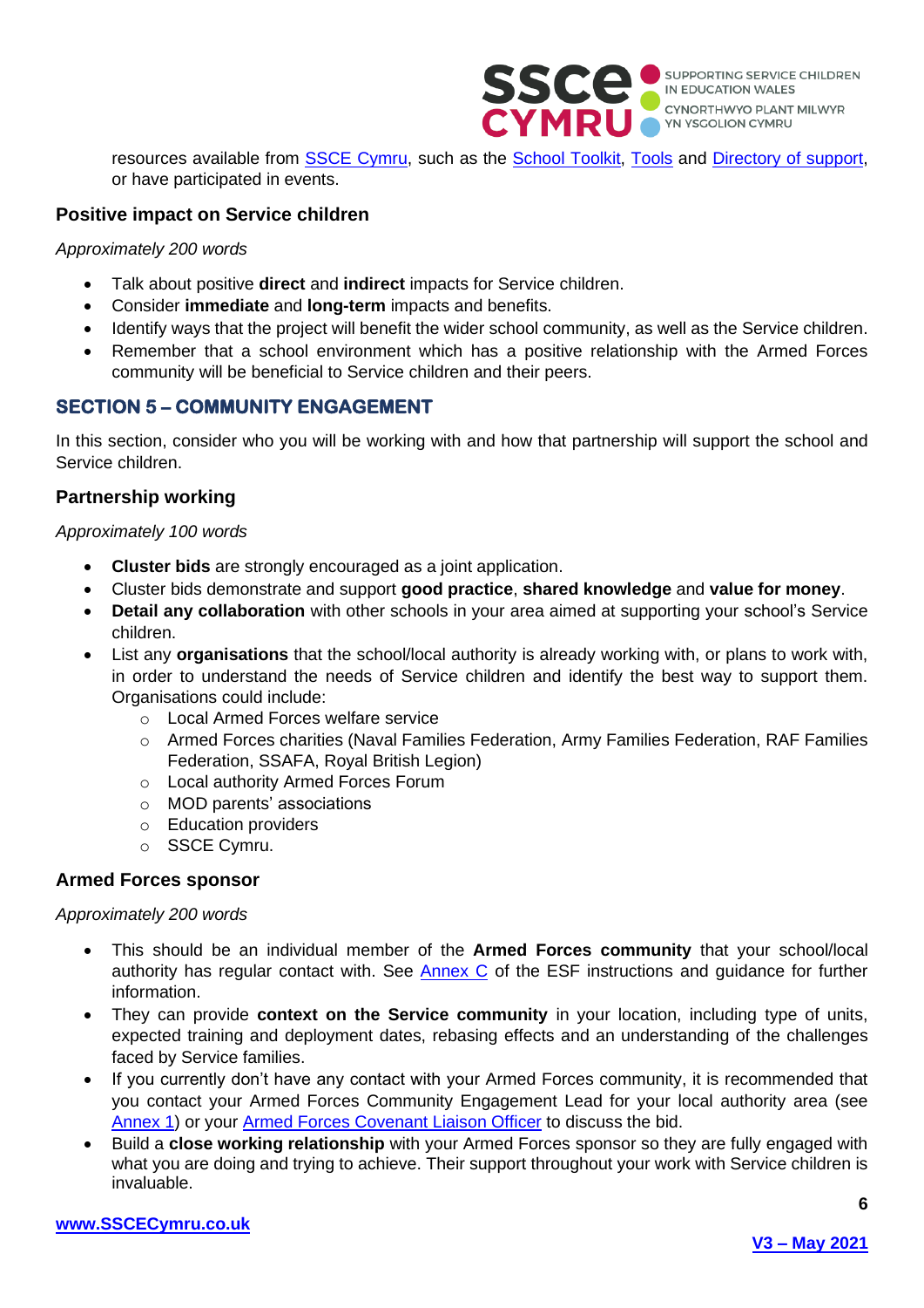resources available from SSCE Cymru, such as the School Toolkit, Tools and Directory of support, or have participated in events.

### Positive impact on Service children

*Approximately 200 words*

- Talk about positive **direct** and **indirect** impacts for Service children.
- Consider **immediate** and **long-term** impacts and benefits.
- Identify ways that the project will benefit the wider school community, as well as the Service children.
- Remember that a school environment which has a positive relationship with the Armed Forces community will be beneficial to Service children and their peers.

## SECTION 5 – COMMUNITY ENGAGEMENT

In this section, consider who you will be working with and how that partnership will support the school and Service children.

### Partnership working

*Approximately 100 words*

- **Cluster bids** are strongly encouraged as a joint application.
- Cluster bids demonstrate and support **good practice**, **shared knowledge** and **value for money**.
- **Detail any collaboration** with other schools in your area aimed at supporting your school's Service children.
- List any **organisations** that the school/local authority is already working with, or plans to work with, in order to understand the needs of Service children and identify the best way to support them. Organisations could include:
    - Local Armed Forces welfare service
    - Armed Forces charities (Naval Families Federation, Army Families Federation, RAF Families Federation, SSAFA, Royal British Legion)
    - Local authority Armed Forces Forum
    - MOD parents' associations
    - Education providers
    - SSCE Cymru.

### Armed Forces sponsor

*Approximately 200 words*

- This should be an individual member of the **Armed Forces community** that your school/local authority has regular contact with. See Annex C of the ESF instructions and guidance for further information.
- They can provide **context on the Service community** in your location, including type of units, expected training and deployment dates, rebasing effects and an understanding of the challenges faced by Service families.
- If you currently don't have any contact with your Armed Forces community, it is recommended that you contact your Armed Forces Community Engagement Lead for your local authority area (see Annex 1) or your Armed Forces Covenant Liaison Officer to discuss the bid.
- Build a **close working relationship** with your Armed Forces sponsor so they are fully engaged with what you are doing and trying to achieve. Their support throughout your work with Service children is invaluable.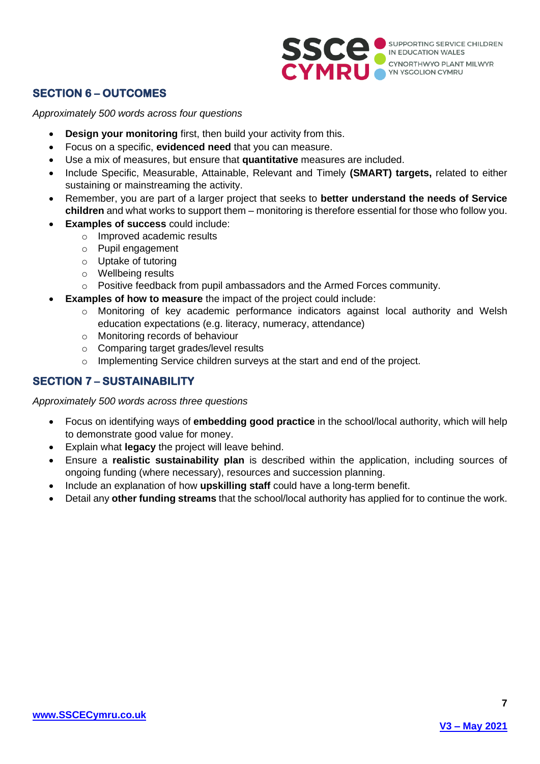## SECTION 6 – OUTCOMES

*Approximately 500 words across four questions*

- **Design your monitoring** first, then build your activity from this.
- Focus on a specific, **evidenced need** that you can measure.
- Use a mix of measures, but ensure that **quantitative** measures are included.
- Include Specific, Measurable, Attainable, Relevant and Timely **(SMART) targets,** related to either sustaining or mainstreaming the activity.
- Remember, you are part of a larger project that seeks to **better understand the needs of Service children** and what works to support them – monitoring is therefore essential for those who follow you.
- **Examples of success** could include:
  - Improved academic results
  - Pupil engagement
  - Uptake of tutoring
  - Wellbeing results
  - Positive feedback from pupil ambassadors and the Armed Forces community.
- **Examples of how to measure** the impact of the project could include:
  - Monitoring of key academic performance indicators against local authority and Welsh education expectations (e.g. literacy, numeracy, attendance)
  - Monitoring records of behaviour
  - Comparing target grades/level results
  - Implementing Service children surveys at the start and end of the project.

## SECTION 7 – SUSTAINABILITY

*Approximately 500 words across three questions*

- Focus on identifying ways of **embedding good practice** in the school/local authority, which will help to demonstrate good value for money.
- Explain what **legacy** the project will leave behind.
- Ensure a **realistic sustainability plan** is described within the application, including sources of ongoing funding (where necessary), resources and succession planning.
- Include an explanation of how **upskilling staff** could have a long-term benefit.
- Detail any **other funding streams** that the school/local authority has applied for to continue the work.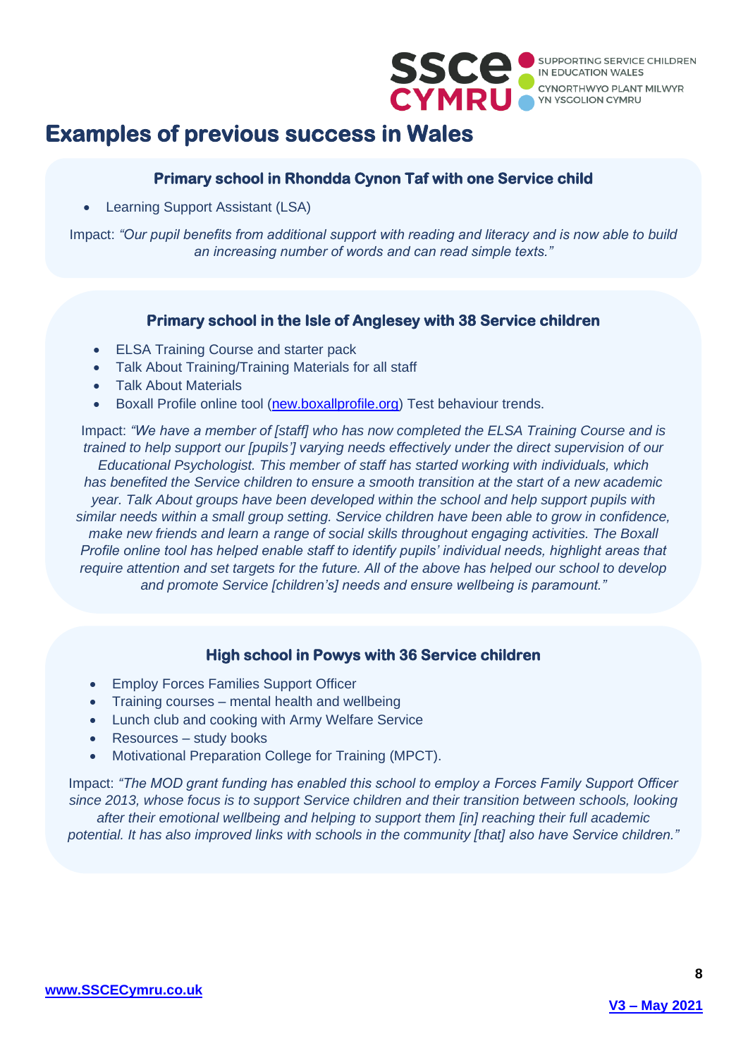# Examples of previous success in Wales

### Primary school in Rhondda Cynon Taf with one Service child

- Learning Support Assistant (LSA)

Impact: *"Our pupil benefits from additional support with reading and literacy and is now able to build an increasing number of words and can read simple texts."*

### Primary school in the Isle of Anglesey with 38 Service children

- ELSA Training Course and starter pack
- Talk About Training/Training Materials for all staff
- Talk About Materials
- Boxall Profile online tool ([new.boxallprofile.org](new.boxallprofile.org)) Test behaviour trends.

Impact: *"We have a member of [staff] who has now completed the ELSA Training Course and is trained to help support our [pupils'] varying needs effectively under the direct supervision of our Educational Psychologist. This member of staff has started working with individuals, which has benefited the Service children to ensure a smooth transition at the start of a new academic year. Talk About groups have been developed within the school and help support pupils with similar needs within a small group setting. Service children have been able to grow in confidence, make new friends and learn a range of social skills throughout engaging activities. The Boxall Profile online tool has helped enable staff to identify pupils' individual needs, highlight areas that require attention and set targets for the future. All of the above has helped our school to develop and promote Service [children's] needs and ensure wellbeing is paramount."*

### High school in Powys with 36 Service children

- Employ Forces Families Support Officer
- Training courses – mental health and wellbeing
- Lunch club and cooking with Army Welfare Service
- Resources – study books
- Motivational Preparation College for Training (MPCT).

Impact: *"The MOD grant funding has enabled this school to employ a Forces Family Support Officer since 2013, whose focus is to support Service children and their transition between schools, looking after their emotional wellbeing and helping to support them [in] reaching their full academic potential. It has also improved links with schools in the community [that] also have Service children."*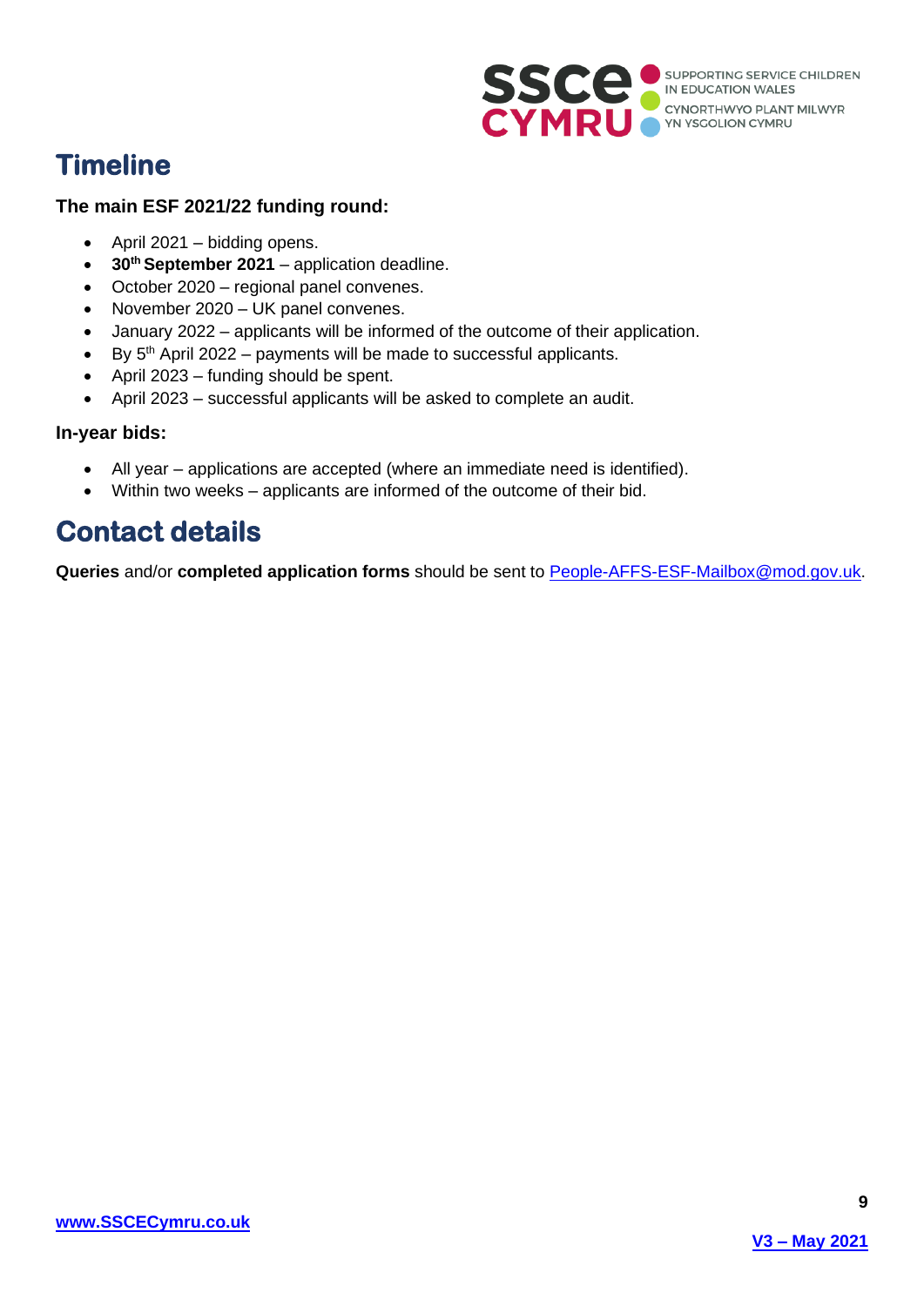# Timeline

**The main ESF 2021/22 funding round:**

- April 2021 – bidding opens.
- **30th September 2021** – application deadline.
- October 2020 – regional panel convenes.
- November 2020 – UK panel convenes.
- January 2022 – applicants will be informed of the outcome of their application.
- By 5th April 2022 – payments will be made to successful applicants.
- April 2023 – funding should be spent.
- April 2023 – successful applicants will be asked to complete an audit.

**In-year bids:**

- All year – applications are accepted (where an immediate need is identified).
- Within two weeks – applicants are informed of the outcome of their bid.

# Contact details

**Queries** and/or **completed application forms** should be sent to People-AFFS-ESF-Mailbox@mod.gov.uk.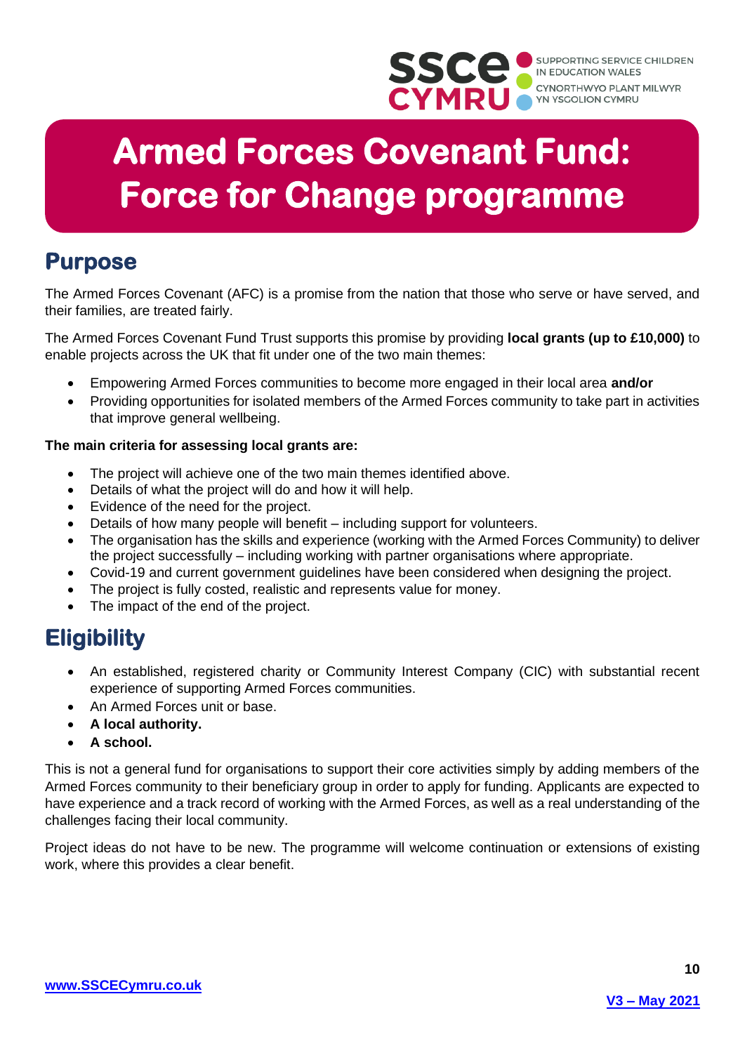# Armed Forces Covenant Fund: Force for Change programme

## Purpose

The Armed Forces Covenant (AFC) is a promise from the nation that those who serve or have served, and their families, are treated fairly.

The Armed Forces Covenant Fund Trust supports this promise by providing **local grants (up to £10,000)** to enable projects across the UK that fit under one of the two main themes:

- Empowering Armed Forces communities to become more engaged in their local area **and/or**
- Providing opportunities for isolated members of the Armed Forces community to take part in activities that improve general wellbeing.

**The main criteria for assessing local grants are:**

- The project will achieve one of the two main themes identified above.
- Details of what the project will do and how it will help.
- Evidence of the need for the project.
- Details of how many people will benefit – including support for volunteers.
- The organisation has the skills and experience (working with the Armed Forces Community) to deliver the project successfully – including working with partner organisations where appropriate.
- Covid-19 and current government guidelines have been considered when designing the project.
- The project is fully costed, realistic and represents value for money.
- The impact of the end of the project.

## Eligibility

- An established, registered charity or Community Interest Company (CIC) with substantial recent experience of supporting Armed Forces communities.
- An Armed Forces unit or base.
- **A local authority.**
- **A school.**

This is not a general fund for organisations to support their core activities simply by adding members of the Armed Forces community to their beneficiary group in order to apply for funding. Applicants are expected to have experience and a track record of working with the Armed Forces, as well as a real understanding of the challenges facing their local community.

Project ideas do not have to be new. The programme will welcome continuation or extensions of existing work, where this provides a clear benefit.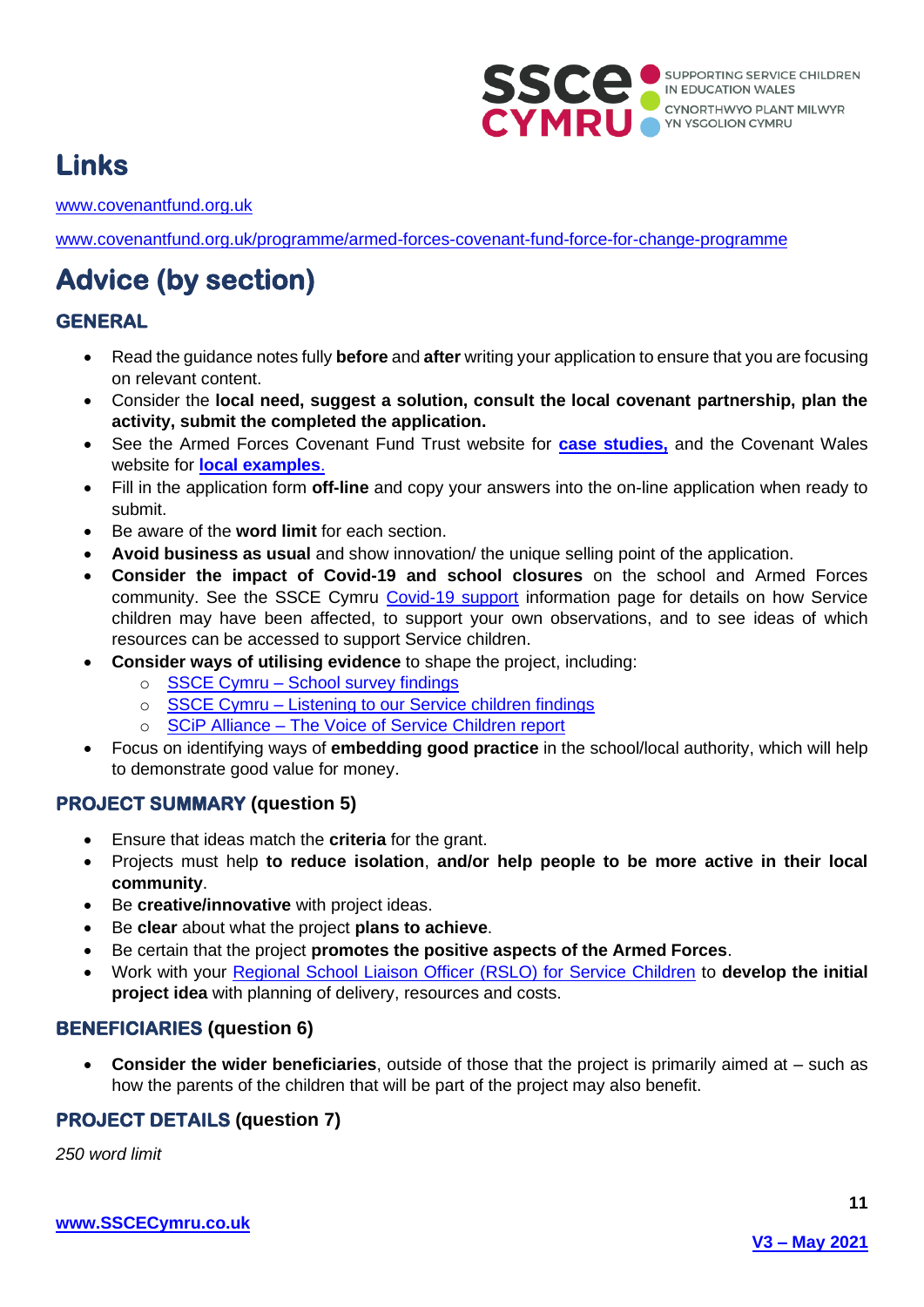## Links

www.covenantfund.org.uk

www.covenantfund.org.uk/programme/armed-forces-covenant-fund-force-for-change-programme

## Advice (by section)

### GENERAL

- Read the guidance notes fully **before** and **after** writing your application to ensure that you are focusing on relevant content.
- Consider the **local need, suggest a solution, consult the local covenant partnership, plan the activity, submit the completed the application.**
- See the Armed Forces Covenant Fund Trust website for **case studies,** and the Covenant Wales website for **local examples**.
- Fill in the application form **off-line** and copy your answers into the on-line application when ready to submit.
- Be aware of the **word limit** for each section.
- **Avoid business as usual** and show innovation/ the unique selling point of the application.
- **Consider the impact of Covid-19 and school closures** on the school and Armed Forces community. See the SSCE Cymru Covid-19 support information page for details on how Service children may have been affected, to support your own observations, and to see ideas of which resources can be accessed to support Service children.
- **Consider ways of utilising evidence** to shape the project, including:
  - SSCE Cymru – School survey findings
  - SSCE Cymru – Listening to our Service children findings
  - SCiP Alliance – The Voice of Service Children report
- Focus on identifying ways of **embedding good practice** in the school/local authority, which will help to demonstrate good value for money.

### PROJECT SUMMARY (question 5)

- Ensure that ideas match the **criteria** for the grant.
- Projects must help **to reduce isolation**, **and/or help people to be more active in their local community**.
- Be **creative/innovative** with project ideas.
- Be **clear** about what the project **plans to achieve**.
- Be certain that the project **promotes the positive aspects of the Armed Forces**.
- Work with your Regional School Liaison Officer (RSLO) for Service Children to **develop the initial project idea** with planning of delivery, resources and costs.

### BENEFICIARIES (question 6)

- **Consider the wider beneficiaries**, outside of those that the project is primarily aimed at – such as how the parents of the children that will be part of the project may also benefit.

### PROJECT DETAILS (question 7)

*250 word limit*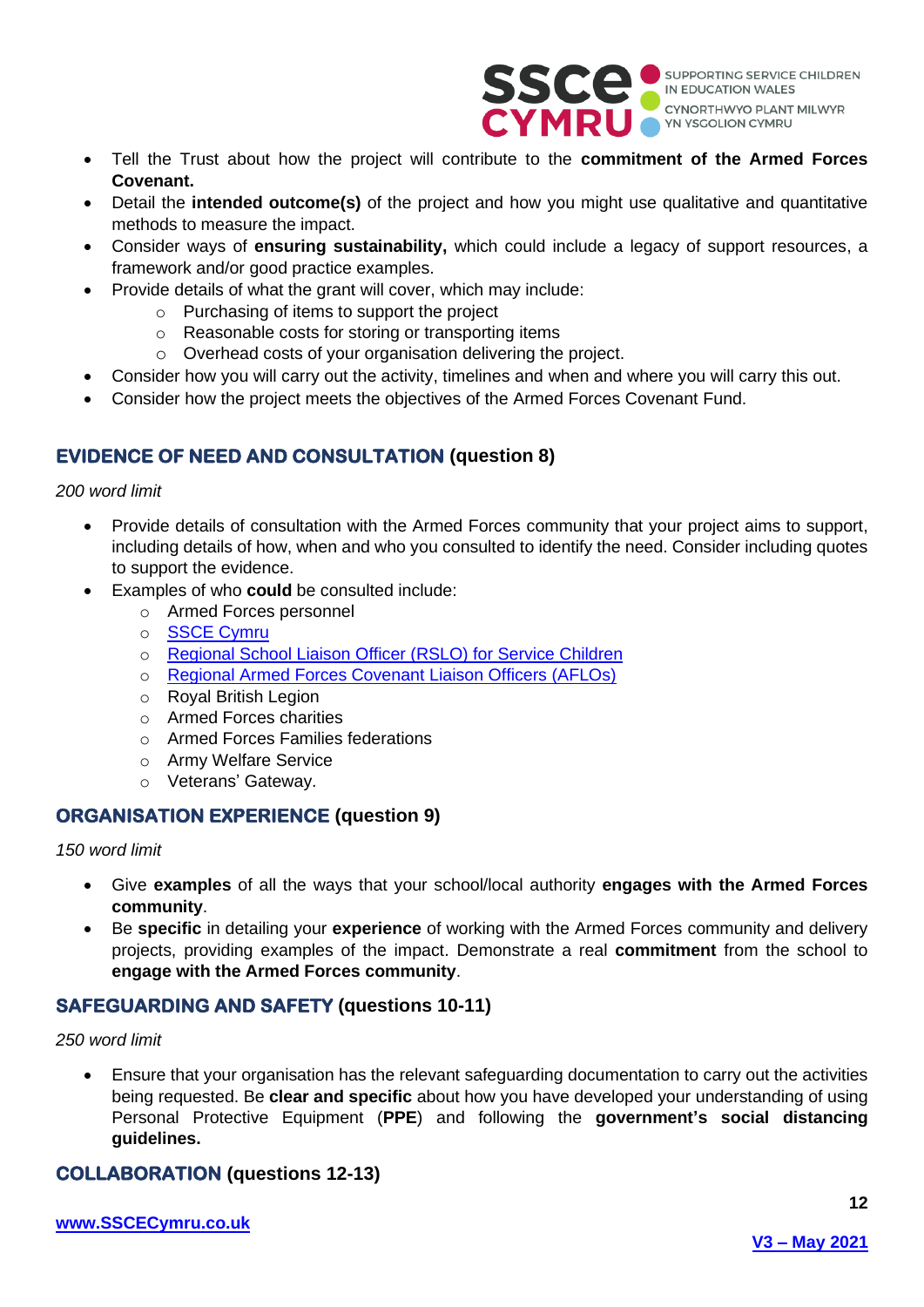- Tell the Trust about how the project will contribute to the **commitment of the Armed Forces Covenant.**
- Detail the **intended outcome(s)** of the project and how you might use qualitative and quantitative methods to measure the impact.
- Consider ways of **ensuring sustainability,** which could include a legacy of support resources, a framework and/or good practice examples.
- Provide details of what the grant will cover, which may include:
  - Purchasing of items to support the project
  - Reasonable costs for storing or transporting items
  - Overhead costs of your organisation delivering the project.
- Consider how you will carry out the activity, timelines and when and where you will carry this out.
- Consider how the project meets the objectives of the Armed Forces Covenant Fund.

## EVIDENCE OF NEED AND CONSULTATION (question 8)

*200 word limit*

- Provide details of consultation with the Armed Forces community that your project aims to support, including details of how, when and who you consulted to identify the need. Consider including quotes to support the evidence.
- Examples of who **could** be consulted include:
  - Armed Forces personnel
  - SSCE Cymru
  - Regional School Liaison Officer (RSLO) for Service Children
  - Regional Armed Forces Covenant Liaison Officers (AFLOs)
  - Royal British Legion
  - Armed Forces charities
  - Armed Forces Families federations
  - Army Welfare Service
  - Veterans' Gateway.

## ORGANISATION EXPERIENCE (question 9)

*150 word limit*

- Give **examples** of all the ways that your school/local authority **engages with the Armed Forces community**.
- Be **specific** in detailing your **experience** of working with the Armed Forces community and delivery projects, providing examples of the impact. Demonstrate a real **commitment** from the school to **engage with the Armed Forces community**.

## SAFEGUARDING AND SAFETY (questions 10-11)

*250 word limit*

- Ensure that your organisation has the relevant safeguarding documentation to carry out the activities being requested. Be **clear and specific** about how you have developed your understanding of using Personal Protective Equipment (**PPE**) and following the **government's social distancing guidelines.**

## COLLABORATION (questions 12-13)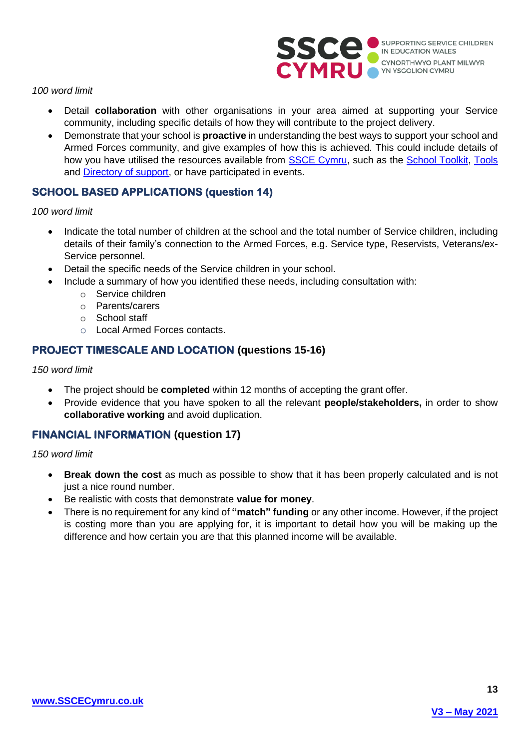*100 word limit*

- Detail **collaboration** with other organisations in your area aimed at supporting your Service community, including specific details of how they will contribute to the project delivery.
- Demonstrate that your school is **proactive** in understanding the best ways to support your school and Armed Forces community, and give examples of how this is achieved. This could include details of how you have utilised the resources available from SSCE Cymru, such as the School Toolkit, Tools and Directory of support, or have participated in events.

## SCHOOL BASED APPLICATIONS (question 14)

*100 word limit*

- Indicate the total number of children at the school and the total number of Service children, including details of their family's connection to the Armed Forces, e.g. Service type, Reservists, Veterans/ex-Service personnel.
- Detail the specific needs of the Service children in your school.
- Include a summary of how you identified these needs, including consultation with:
  - Service children
  - Parents/carers
  - School staff
  - Local Armed Forces contacts.

## PROJECT TIMESCALE AND LOCATION (questions 15-16)

*150 word limit*

- The project should be **completed** within 12 months of accepting the grant offer.
- Provide evidence that you have spoken to all the relevant **people/stakeholders,** in order to show **collaborative working** and avoid duplication.

## FINANCIAL INFORMATION (question 17)

*150 word limit*

- **Break down the cost** as much as possible to show that it has been properly calculated and is not just a nice round number.
- Be realistic with costs that demonstrate **value for money**.
- There is no requirement for any kind of **"match" funding** or any other income. However, if the project is costing more than you are applying for, it is important to detail how you will be making up the difference and how certain you are that this planned income will be available.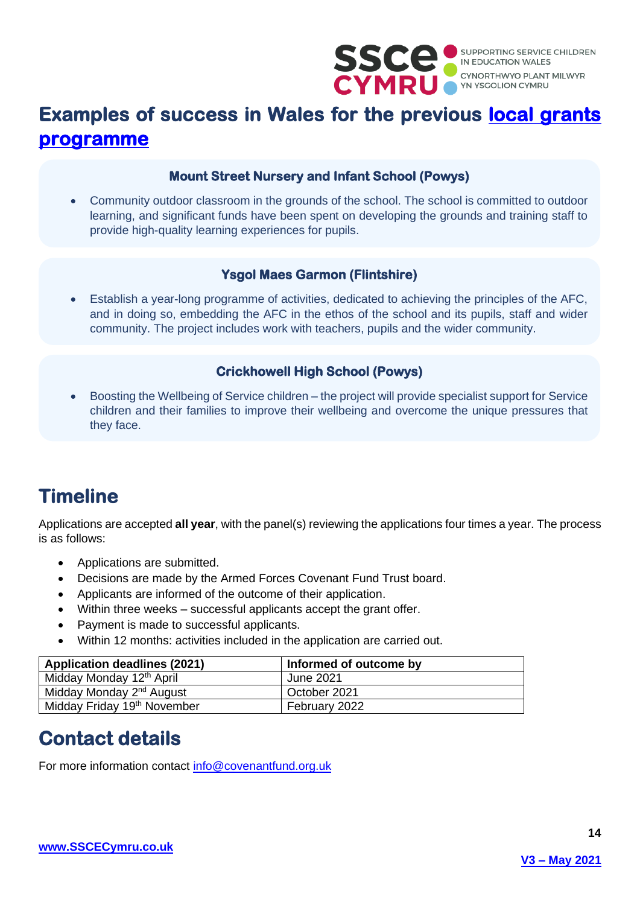## Examples of success in Wales for the previous local grants programme

### Mount Street Nursery and Infant School (Powys)

- Community outdoor classroom in the grounds of the school. The school is committed to outdoor learning, and significant funds have been spent on developing the grounds and training staff to provide high-quality learning experiences for pupils.

### Ysgol Maes Garmon (Flintshire)

- Establish a year-long programme of activities, dedicated to achieving the principles of the AFC, and in doing so, embedding the AFC in the ethos of the school and its pupils, staff and wider community. The project includes work with teachers, pupils and the wider community.

### Crickhowell High School (Powys)

- Boosting the Wellbeing of Service children – the project will provide specialist support for Service children and their families to improve their wellbeing and overcome the unique pressures that they face.

## Timeline

Applications are accepted **all year**, with the panel(s) reviewing the applications four times a year. The process is as follows:

- Applications are submitted.
- Decisions are made by the Armed Forces Covenant Fund Trust board.
- Applicants are informed of the outcome of their application.
- Within three weeks – successful applicants accept the grant offer.
- Payment is made to successful applicants.
- Within 12 months: activities included in the application are carried out.

| Application deadlines (2021) | Informed of outcome by |
| --- | --- |
| Midday Monday 12th April | June 2021 |
| Midday Monday 2nd August | October 2021 |
| Midday Friday 19th November | February 2022 |

## Contact details

For more information contact info@covenantfund.org.uk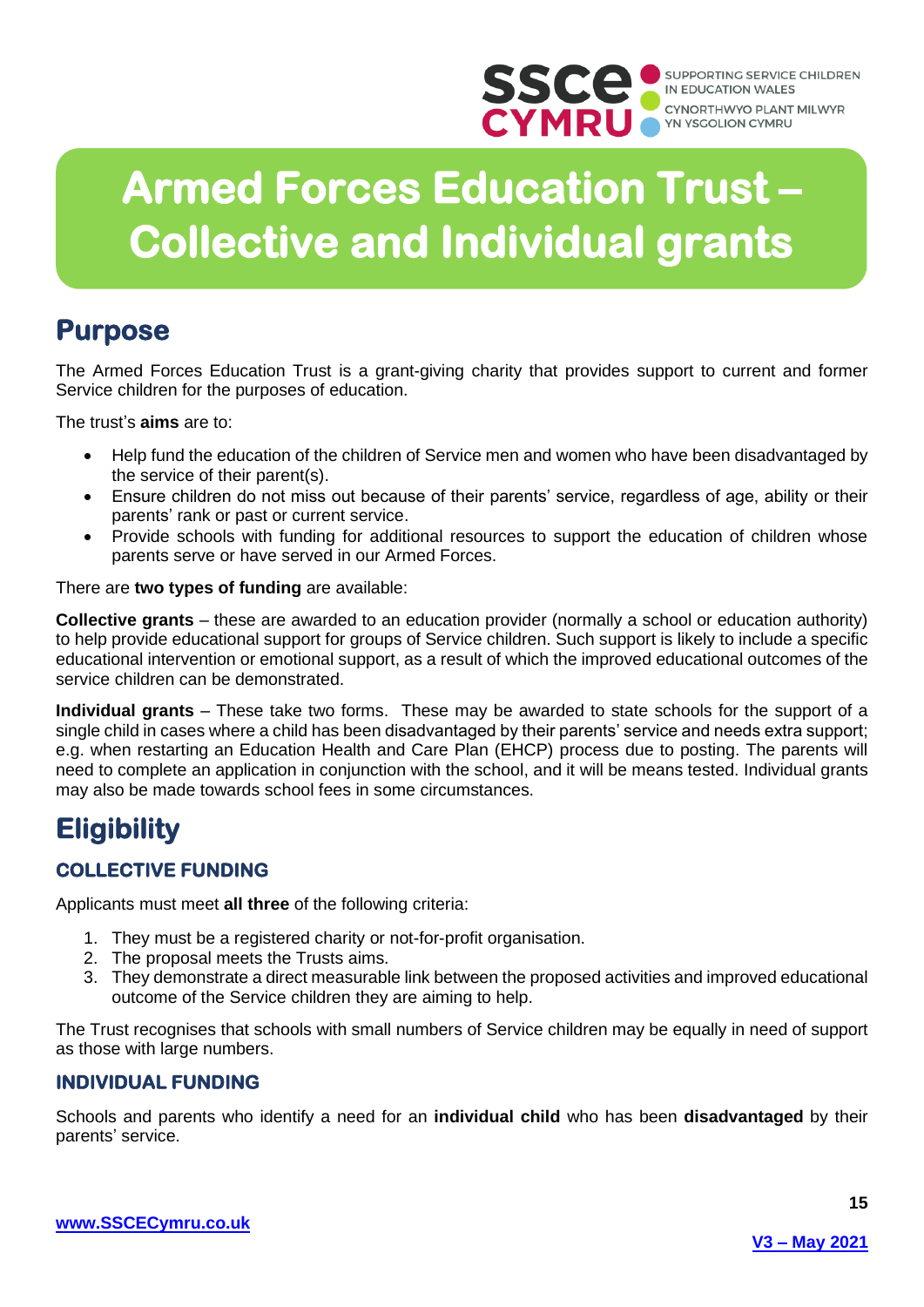# Armed Forces Education Trust – Collective and Individual grants

## Purpose

The Armed Forces Education Trust is a grant-giving charity that provides support to current and former Service children for the purposes of education.

The trust's **aims** are to:

- Help fund the education of the children of Service men and women who have been disadvantaged by the service of their parent(s).
- Ensure children do not miss out because of their parents' service, regardless of age, ability or their parents' rank or past or current service.
- Provide schools with funding for additional resources to support the education of children whose parents serve or have served in our Armed Forces.

There are **two types of funding** are available:

**Collective grants** – these are awarded to an education provider (normally a school or education authority) to help provide educational support for groups of Service children. Such support is likely to include a specific educational intervention or emotional support, as a result of which the improved educational outcomes of the service children can be demonstrated.

**Individual grants** – These take two forms. These may be awarded to state schools for the support of a single child in cases where a child has been disadvantaged by their parents' service and needs extra support; e.g. when restarting an Education Health and Care Plan (EHCP) process due to posting. The parents will need to complete an application in conjunction with the school, and it will be means tested. Individual grants may also be made towards school fees in some circumstances.

## Eligibility

### COLLECTIVE FUNDING

Applicants must meet **all three** of the following criteria:

1. They must be a registered charity or not-for-profit organisation.
2. The proposal meets the Trusts aims.
3. They demonstrate a direct measurable link between the proposed activities and improved educational outcome of the Service children they are aiming to help.

The Trust recognises that schools with small numbers of Service children may be equally in need of support as those with large numbers.

### INDIVIDUAL FUNDING

Schools and parents who identify a need for an **individual child** who has been **disadvantaged** by their parents' service.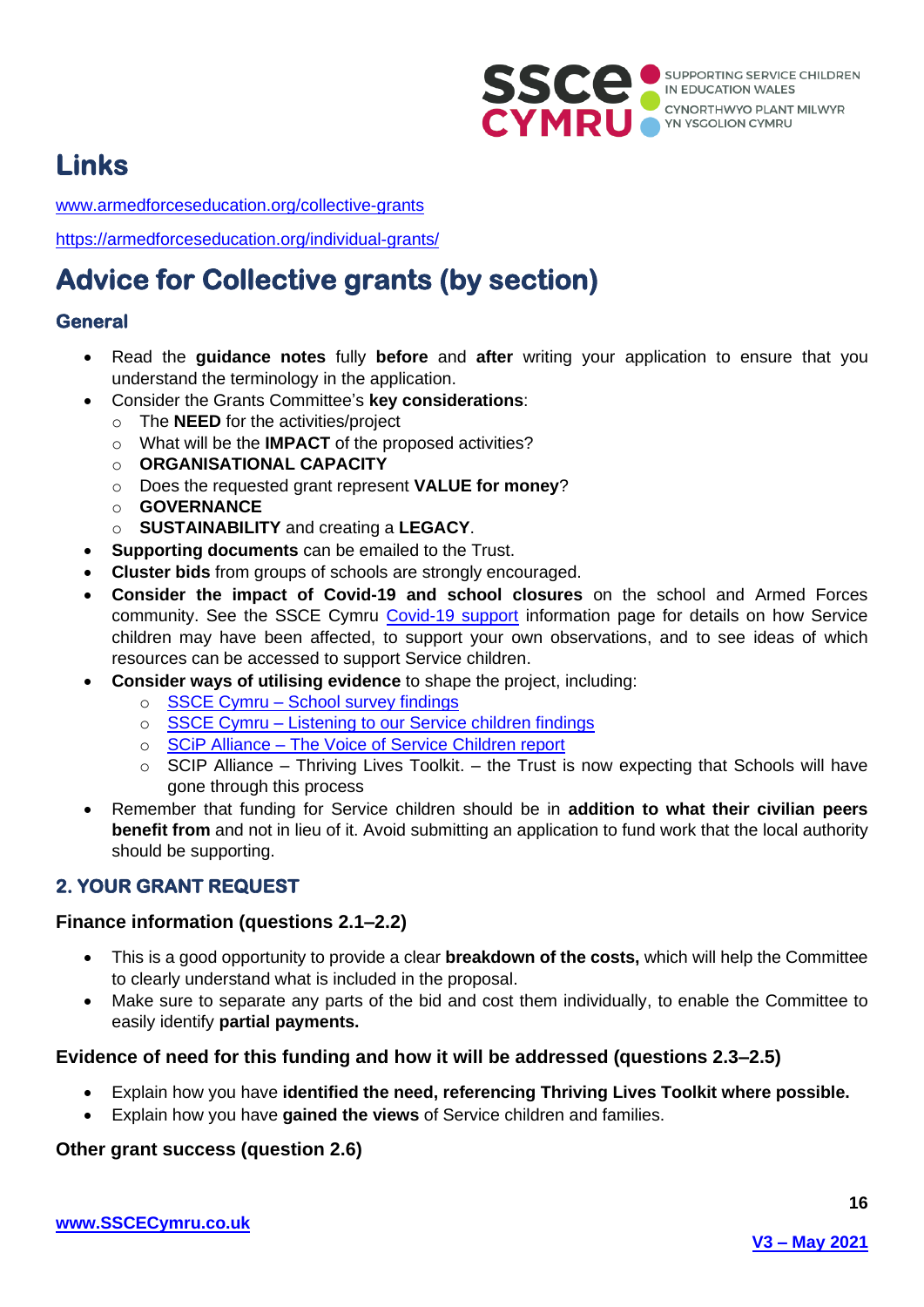# Links

[www.armedforceseducation.org/collective-grants](www.armedforceseducation.org/collective-grants)

<https://armedforceseducation.org/individual-grants/>

# Advice for Collective grants (by section)

### General

- Read the **guidance notes** fully **before** and **after** writing your application to ensure that you understand the terminology in the application.
- Consider the Grants Committee's **key considerations**:
  - The **NEED** for the activities/project
  - What will be the **IMPACT** of the proposed activities?
  - **ORGANISATIONAL CAPACITY**
  - Does the requested grant represent **VALUE for money**?
  - **GOVERNANCE**
  - **SUSTAINABILITY** and creating a **LEGACY**.
- **Supporting documents** can be emailed to the Trust.
- **Cluster bids** from groups of schools are strongly encouraged.
- **Consider the impact of Covid-19 and school closures** on the school and Armed Forces community. See the SSCE Cymru Covid-19 support information page for details on how Service children may have been affected, to support your own observations, and to see ideas of which resources can be accessed to support Service children.
- **Consider ways of utilising evidence** to shape the project, including:
  - SSCE Cymru – School survey findings
  - SSCE Cymru – Listening to our Service children findings
  - SCiP Alliance – The Voice of Service Children report
  - SCIP Alliance – Thriving Lives Toolkit. – the Trust is now expecting that Schools will have gone through this process
- Remember that funding for Service children should be in **addition to what their civilian peers benefit from** and not in lieu of it. Avoid submitting an application to fund work that the local authority should be supporting.

### 2. YOUR GRANT REQUEST

#### Finance information (questions 2.1–2.2)

- This is a good opportunity to provide a clear **breakdown of the costs,** which will help the Committee to clearly understand what is included in the proposal.
- Make sure to separate any parts of the bid and cost them individually, to enable the Committee to easily identify **partial payments.**

#### Evidence of need for this funding and how it will be addressed (questions 2.3–2.5)

- Explain how you have **identified the need, referencing Thriving Lives Toolkit where possible.**
- Explain how you have **gained the views** of Service children and families.

#### Other grant success (question 2.6)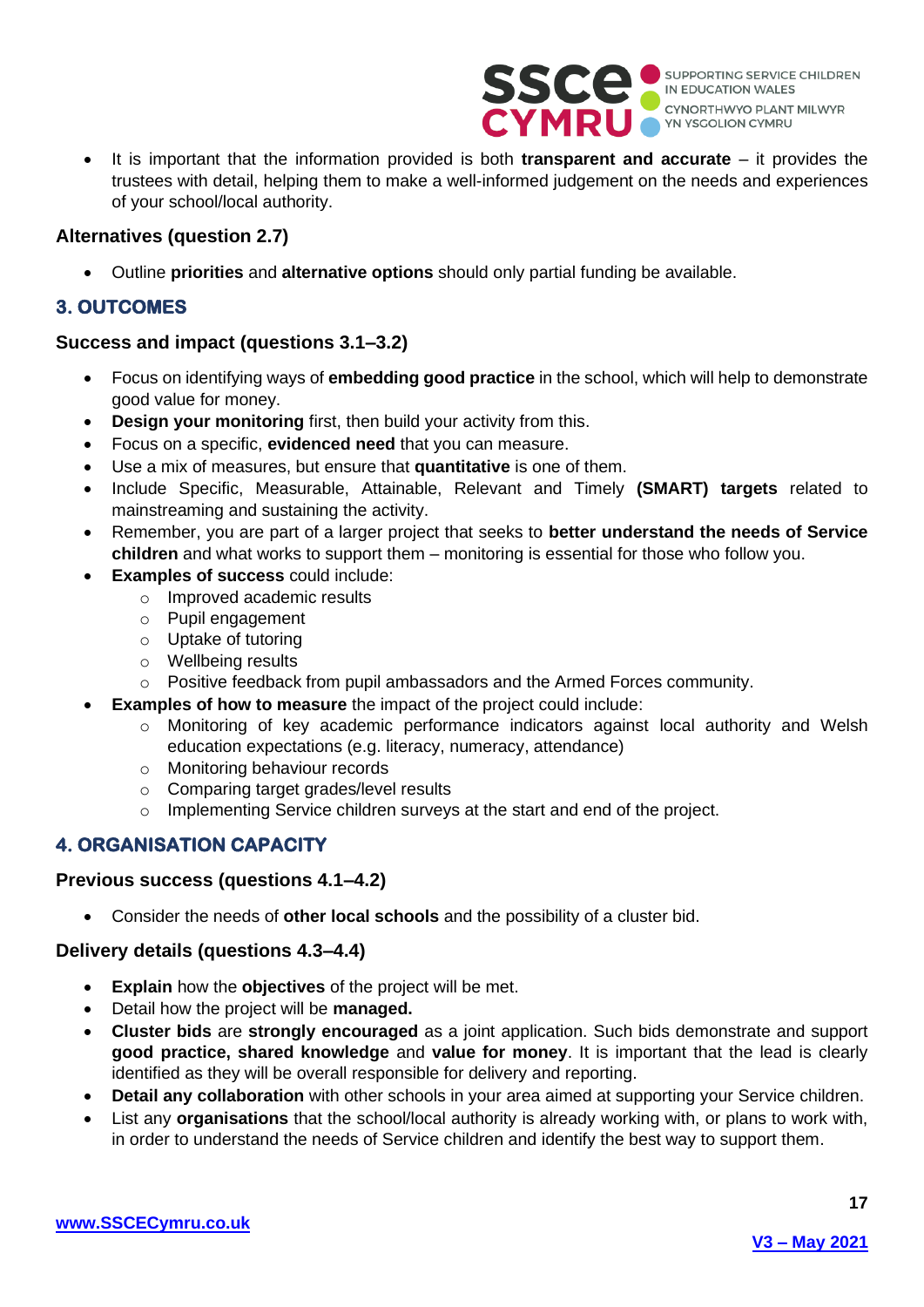- It is important that the information provided is both **transparent and accurate** – it provides the trustees with detail, helping them to make a well-informed judgement on the needs and experiences of your school/local authority.

### Alternatives (question 2.7)

- Outline **priorities** and **alternative options** should only partial funding be available.

## 3. OUTCOMES

### Success and impact (questions 3.1–3.2)

- Focus on identifying ways of **embedding good practice** in the school, which will help to demonstrate good value for money.
- **Design your monitoring** first, then build your activity from this.
- Focus on a specific, **evidenced need** that you can measure.
- Use a mix of measures, but ensure that **quantitative** is one of them.
- Include Specific, Measurable, Attainable, Relevant and Timely **(SMART) targets** related to mainstreaming and sustaining the activity.
- Remember, you are part of a larger project that seeks to **better understand the needs of Service children** and what works to support them – monitoring is essential for those who follow you.
- **Examples of success** could include:
  - Improved academic results
  - Pupil engagement
  - Uptake of tutoring
  - Wellbeing results
  - Positive feedback from pupil ambassadors and the Armed Forces community.
- **Examples of how to measure** the impact of the project could include:
  - Monitoring of key academic performance indicators against local authority and Welsh education expectations (e.g. literacy, numeracy, attendance)
  - Monitoring behaviour records
  - Comparing target grades/level results
  - Implementing Service children surveys at the start and end of the project.

## 4. ORGANISATION CAPACITY

### Previous success (questions 4.1–4.2)

- Consider the needs of **other local schools** and the possibility of a cluster bid.

### Delivery details (questions 4.3–4.4)

- **Explain** how the **objectives** of the project will be met.
- Detail how the project will be **managed.**
- **Cluster bids** are **strongly encouraged** as a joint application. Such bids demonstrate and support **good practice, shared knowledge** and **value for money**. It is important that the lead is clearly identified as they will be overall responsible for delivery and reporting.
- **Detail any collaboration** with other schools in your area aimed at supporting your Service children.
- List any **organisations** that the school/local authority is already working with, or plans to work with, in order to understand the needs of Service children and identify the best way to support them.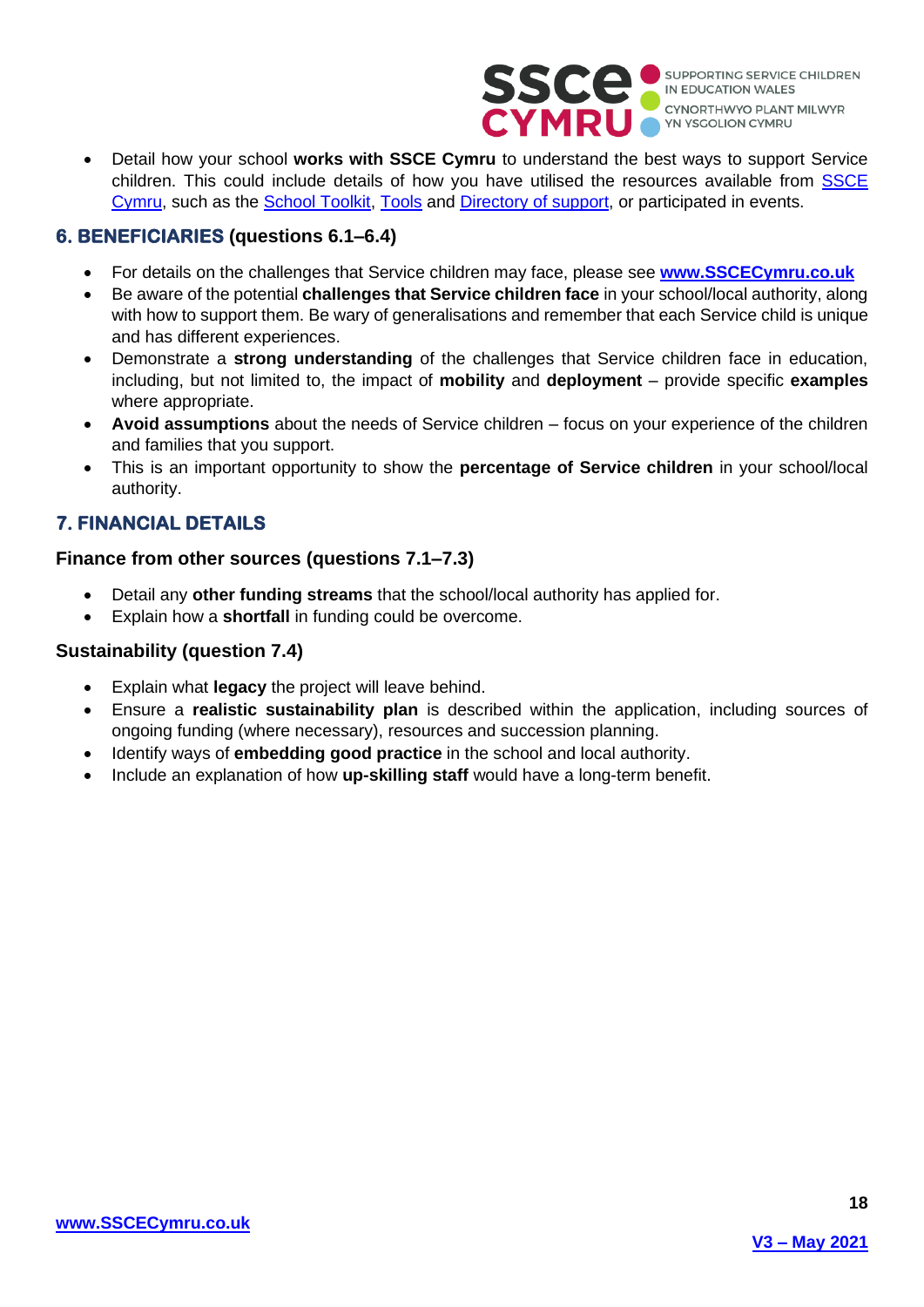- Detail how your school **works with SSCE Cymru** to understand the best ways to support Service children. This could include details of how you have utilised the resources available from SSCE Cymru, such as the School Toolkit, Tools and Directory of support, or participated in events.

## 6. BENEFICIARIES (questions 6.1–6.4)

- For details on the challenges that Service children may face, please see **www.SSCECymru.co.uk**
- Be aware of the potential **challenges that Service children face** in your school/local authority, along with how to support them. Be wary of generalisations and remember that each Service child is unique and has different experiences.
- Demonstrate a **strong understanding** of the challenges that Service children face in education, including, but not limited to, the impact of **mobility** and **deployment** – provide specific **examples** where appropriate.
- **Avoid assumptions** about the needs of Service children – focus on your experience of the children and families that you support.
- This is an important opportunity to show the **percentage of Service children** in your school/local authority.

## 7. FINANCIAL DETAILS

### Finance from other sources (questions 7.1–7.3)

- Detail any **other funding streams** that the school/local authority has applied for.
- Explain how a **shortfall** in funding could be overcome.

### Sustainability (question 7.4)

- Explain what **legacy** the project will leave behind.
- Ensure a **realistic sustainability plan** is described within the application, including sources of ongoing funding (where necessary), resources and succession planning.
- Identify ways of **embedding good practice** in the school and local authority.
- Include an explanation of how **up-skilling staff** would have a long-term benefit.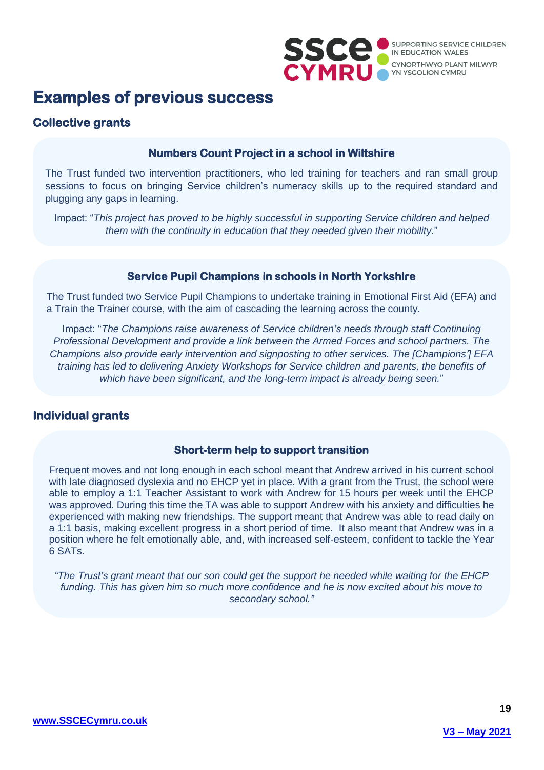# Examples of previous success

## Collective grants

### Numbers Count Project in a school in Wiltshire

The Trust funded two intervention practitioners, who led training for teachers and ran small group sessions to focus on bringing Service children's numeracy skills up to the required standard and plugging any gaps in learning.

Impact: "*This project has proved to be highly successful in supporting Service children and helped them with the continuity in education that they needed given their mobility.*"

### Service Pupil Champions in schools in North Yorkshire

The Trust funded two Service Pupil Champions to undertake training in Emotional First Aid (EFA) and a Train the Trainer course, with the aim of cascading the learning across the county.

Impact: "*The Champions raise awareness of Service children's needs through staff Continuing Professional Development and provide a link between the Armed Forces and school partners. The Champions also provide early intervention and signposting to other services. The [Champions'] EFA training has led to delivering Anxiety Workshops for Service children and parents, the benefits of which have been significant, and the long-term impact is already being seen.*"

## Individual grants

### Short-term help to support transition

Frequent moves and not long enough in each school meant that Andrew arrived in his current school with late diagnosed dyslexia and no EHCP yet in place. With a grant from the Trust, the school were able to employ a 1:1 Teacher Assistant to work with Andrew for 15 hours per week until the EHCP was approved. During this time the TA was able to support Andrew with his anxiety and difficulties he experienced with making new friendships. The support meant that Andrew was able to read daily on a 1:1 basis, making excellent progress in a short period of time. It also meant that Andrew was in a position where he felt emotionally able, and, with increased self-esteem, confident to tackle the Year 6 SATs.

*"The Trust's grant meant that our son could get the support he needed while waiting for the EHCP funding. This has given him so much more confidence and he is now excited about his move to secondary school."*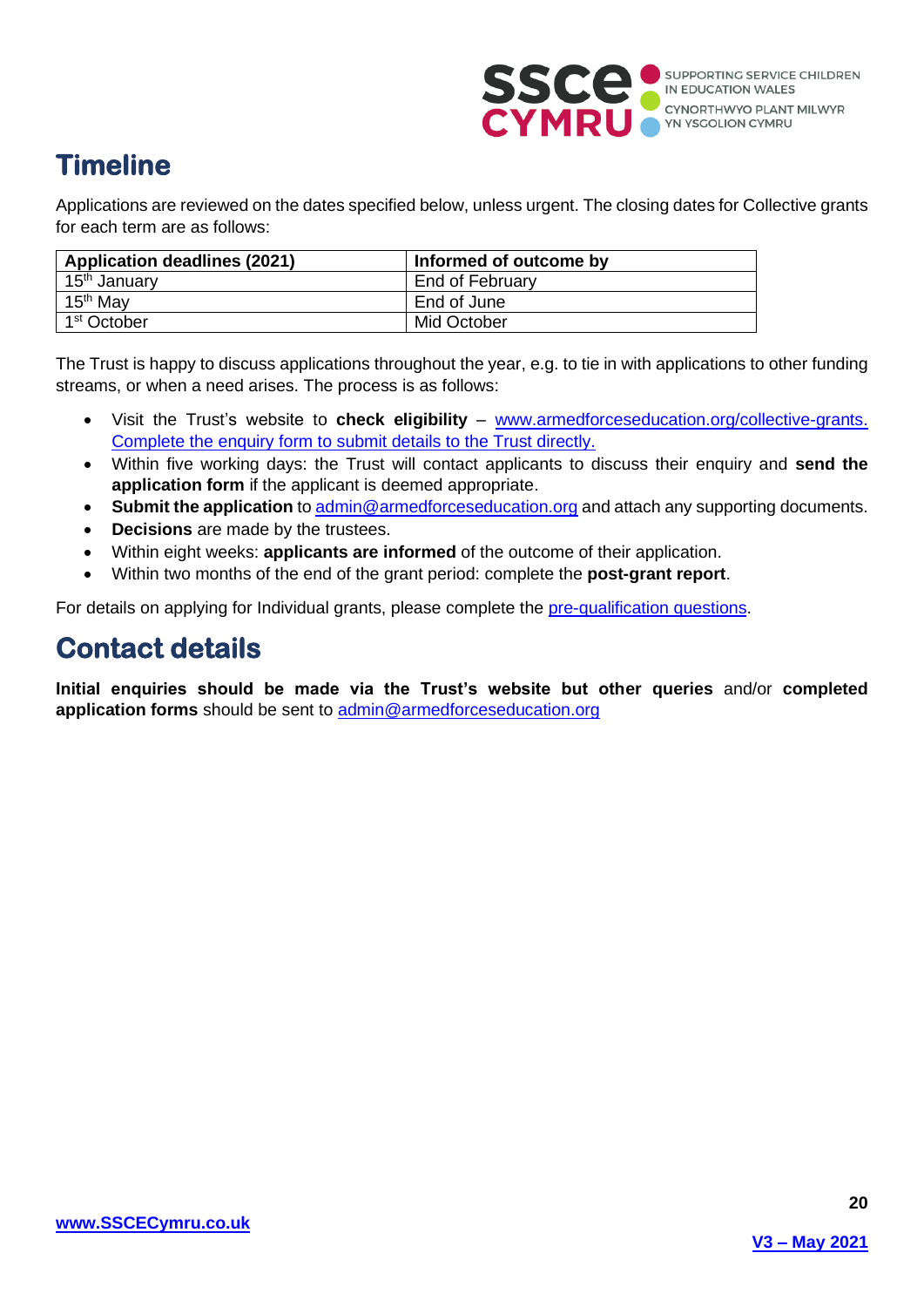## Timeline

Applications are reviewed on the dates specified below, unless urgent. The closing dates for Collective grants for each term are as follows:

| Application deadlines (2021) | Informed of outcome by |
|---|---|
| 15th January | End of February |
| 15th May | End of June |
| 1st October | Mid October |

The Trust is happy to discuss applications throughout the year, e.g. to tie in with applications to other funding streams, or when a need arises. The process is as follows:

- Visit the Trust's website to **check eligibility** – www.armedforceseducation.org/collective-grants. Complete the enquiry form to submit details to the Trust directly.
- Within five working days: the Trust will contact applicants to discuss their enquiry and **send the application form** if the applicant is deemed appropriate.
- **Submit the application** to admin@armedforceseducation.org and attach any supporting documents.
- **Decisions** are made by the trustees.
- Within eight weeks: **applicants are informed** of the outcome of their application.
- Within two months of the end of the grant period: complete the **post-grant report**.

For details on applying for Individual grants, please complete the pre-qualification questions.

## Contact details

**Initial enquiries should be made via the Trust's website but other queries** and/or **completed application forms** should be sent to admin@armedforceseducation.org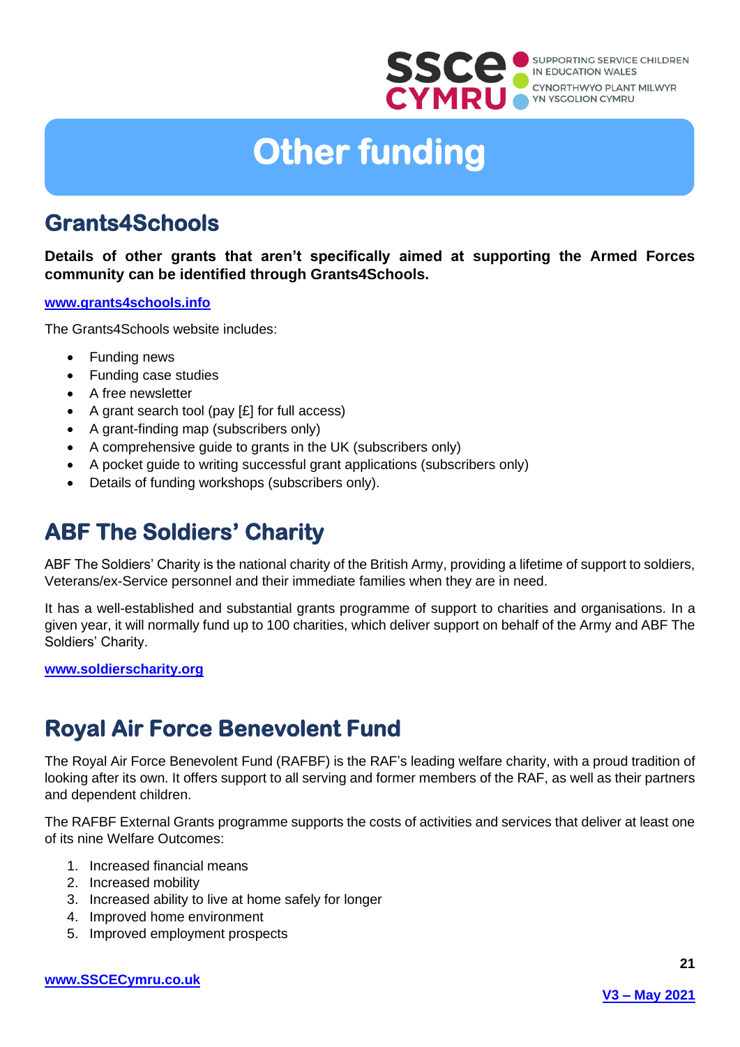# Other funding

## Grants4Schools

**Details of other grants that aren't specifically aimed at supporting the Armed Forces community can be identified through Grants4Schools.**

**www.grants4schools.info**

The Grants4Schools website includes:

- Funding news
- Funding case studies
- A free newsletter
- A grant search tool (pay [£] for full access)
- A grant-finding map (subscribers only)
- A comprehensive guide to grants in the UK (subscribers only)
- A pocket guide to writing successful grant applications (subscribers only)
- Details of funding workshops (subscribers only).

## ABF The Soldiers' Charity

ABF The Soldiers' Charity is the national charity of the British Army, providing a lifetime of support to soldiers, Veterans/ex-Service personnel and their immediate families when they are in need.

It has a well-established and substantial grants programme of support to charities and organisations. In a given year, it will normally fund up to 100 charities, which deliver support on behalf of the Army and ABF The Soldiers' Charity.

**www.soldierscharity.org**

## Royal Air Force Benevolent Fund

The Royal Air Force Benevolent Fund (RAFBF) is the RAF's leading welfare charity, with a proud tradition of looking after its own. It offers support to all serving and former members of the RAF, as well as their partners and dependent children.

The RAFBF External Grants programme supports the costs of activities and services that deliver at least one of its nine Welfare Outcomes:

1. Increased financial means
2. Increased mobility
3. Increased ability to live at home safely for longer
4. Improved home environment
5. Improved employment prospects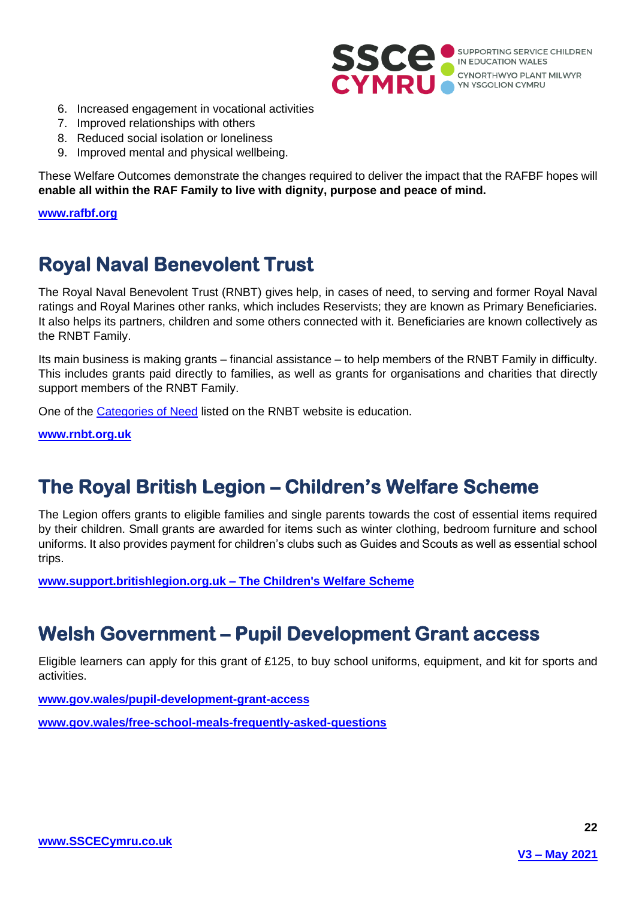6. Increased engagement in vocational activities
7. Improved relationships with others
8. Reduced social isolation or loneliness
9. Improved mental and physical wellbeing.

These Welfare Outcomes demonstrate the changes required to deliver the impact that the RAFBF hopes will **enable all within the RAF Family to live with dignity, purpose and peace of mind.**

**www.rafbf.org**

## Royal Naval Benevolent Trust

The Royal Naval Benevolent Trust (RNBT) gives help, in cases of need, to serving and former Royal Naval ratings and Royal Marines other ranks, which includes Reservists; they are known as Primary Beneficiaries. It also helps its partners, children and some others connected with it. Beneficiaries are known collectively as the RNBT Family.

Its main business is making grants – financial assistance – to help members of the RNBT Family in difficulty. This includes grants paid directly to families, as well as grants for organisations and charities that directly support members of the RNBT Family.

One of the Categories of Need listed on the RNBT website is education.

**www.rnbt.org.uk**

## The Royal British Legion – Children's Welfare Scheme

The Legion offers grants to eligible families and single parents towards the cost of essential items required by their children. Small grants are awarded for items such as winter clothing, bedroom furniture and school uniforms. It also provides payment for children's clubs such as Guides and Scouts as well as essential school trips.

**www.support.britishlegion.org.uk – The Children's Welfare Scheme**

## Welsh Government – Pupil Development Grant access

Eligible learners can apply for this grant of £125, to buy school uniforms, equipment, and kit for sports and activities.

**www.gov.wales/pupil-development-grant-access**

**www.gov.wales/free-school-meals-frequently-asked-questions**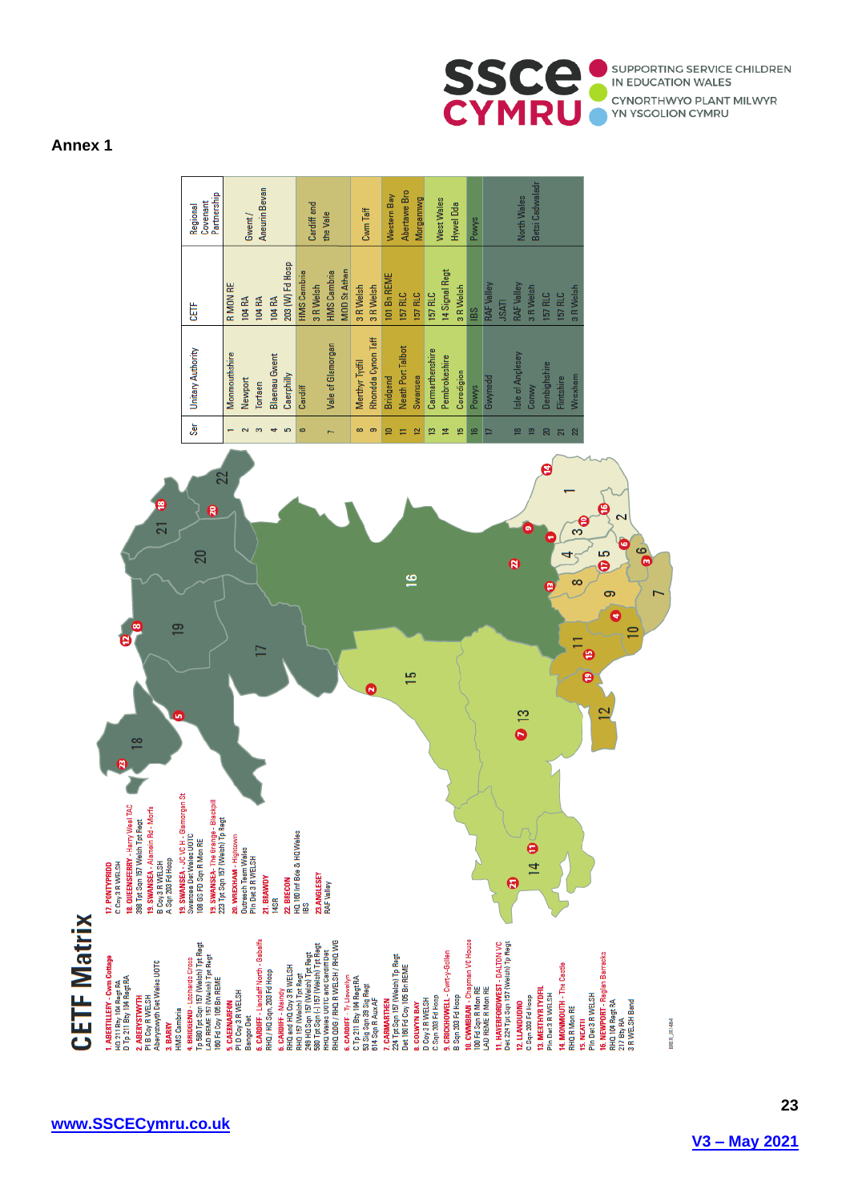**Annex 1**

# CETF Matrix

| Ser | Unitary Authority | CETF | Regional Covenant Partnership |
|---|---|---|---|
| 1 | Monmouthshire | R MON RE | Gwent / Aneurin Bevan |
| 2 | Newport | 104 RA | |
| 3 | Torfaen | 104 RA | |
| 4 | Blaenau Gwent | 104 RA | |
| 5 | Caerphilly | 203 (W) Fd Hosp | |
| 6 | Cardiff | HMS Cambria | Cardiff and the Vale |
| 7 | Vale of Glamorgan | 3 R Welsh<br>HMS Cambria<br>MOD St Athan | |
| 8 | Merthyr Tydfil | 3 R Welsh | Cwm Taf |
| 9 | Rhondda Cynon Taff | 3 R Welsh | |
| 10 | Bridgend | 101 Bn REME | Western Bay Abertawe Bro Morgannwg |
| 11 | Neath Port Talbot | 157 RLC | |
| 12 | Swansea | 157 RLC | |
| 13 | Carmarthenshire | 157 RLC | West Wales Hywel Dda |
| 14 | Pembrokeshire | 14 Signal Regt | |
| 15 | Ceredigion | 3 R Welsh | |
| 16 | Powys | IBS | Powys |
| 17 | Gwynedd | RAF Valley<br>JSATI | North Wales Betsi Cadwaladr |
| 18 | Isle of Anglesey | RAF Valley | |
| 19 | Conwy | 3 R Welsh | |
| 20 | Denbighshire | 157 RLC | |
| 21 | Flintshire | 157 RLC | |
| 22 | Wrexham | 3 R Welsh | |

1. ABERTILLERY - Cwm Cottage
HQ 211 Bty 104 Regt RA
D Tp 211 Bty 104 Regt RA

2. ABERYSTWYTH
Pl B Coy R WELSH
Aberystwyth Det Wales UOTC

3. BARRY
HMS Cambria

4. BRIDGEND - Litchards Cross
Tp 580 Tpt Sqn 157 (Welsh) Tpt Regt
LAD REME 157 (Welsh) Tpt Regt
160 Fd Coy 105 Bn REME

5. CAERNARFON
Pl D Coy 3 R WELSH
Bangor Det

6. CARDIFF - Llandaff North - Gabalfa
RHQ / HQ Sqn, 203 Fd Hosp

6. CARDIFF - Maindy
RHQ and HQ Coy 3 R WELSH
RHQ 157 (Welsh) Tpt Regt
249 HQ Sqn 157 (Welsh) Tpt Regt
580 Tpt Sqn (-) 157 (Welsh) Tpt Regt
RHQ Wales UOTC and Cardiff Det
RHQ 000 / RHQ WELSH / RHQ WG

6. CARDIFF - Ty Llewellyn
C Tp 211 Bty 104 Regt RA
53 Sig Sqn 39 Sig Regt
614 Sqn R Aux AF

7. CARMARTHEN
224 Tpt Sqn 157 (Welsh) Tp Regt
Det 160 Fd Coy 105 Bn REME

8. COLWYN BAY
D Coy 3 R WELSH
C Sqn 203 Fd Hosp

9. CRICKHOWELL - Cwrt-y-Gollen
B Sqn 203 Fd Hosp

10. CWMBRAN - Chapman VC House
100 Fd Sqn R Mon RE
LAD REME R Mon RE

11. HAVERFORDWEST - DALTON VC
Det 224 Tpt Sqn 157 (Welsh) Tp Regt

12. LLANDUDNO
C Sqn 203 Fd Hosp

13. MERTHYR TYDFIL
Pln Det 3 R WELSH

14. MONMOUTH - The Castle
RHQ R Mon RE

15. NEATH
Pln Det 3 R WELSH

16. NEWPORT - Raglan Barracks
RHQ 104 Regt RA
217 Bty RA
3 R WELSH Band

17. PONTYPRIDD
C Coy 3 R WELSH

18. QUEENSFERRY - Harry Weal TAC
398 Tpt Sqn 157 Welsh Tpt Regt

19. SWANSEA - Alamein Rd - Morfa
B Coy 3 R WELSH
A Sqn 203 Fd Hosp

19. SWANSEA - JC VC H - Glamorgan St
Swansea Det Wales UOTC
108 GS FD Sqn R Mon RE

19. SWANSEA - The Grange - Blackpill
223 Tpt Sqn 157 (Welsh) Tp Regt

20. WREXHAM - Hightown
Outreach Team Wales
Pln Det 3 R WELSH

21. BRAWDY
14SR

22. BRECON
HQ 160 Inf Bde & HQ Wales
IBS

23. ANGLESEY
RAF Valley

www.SSCECymru.co.uk

V3 – May 2021